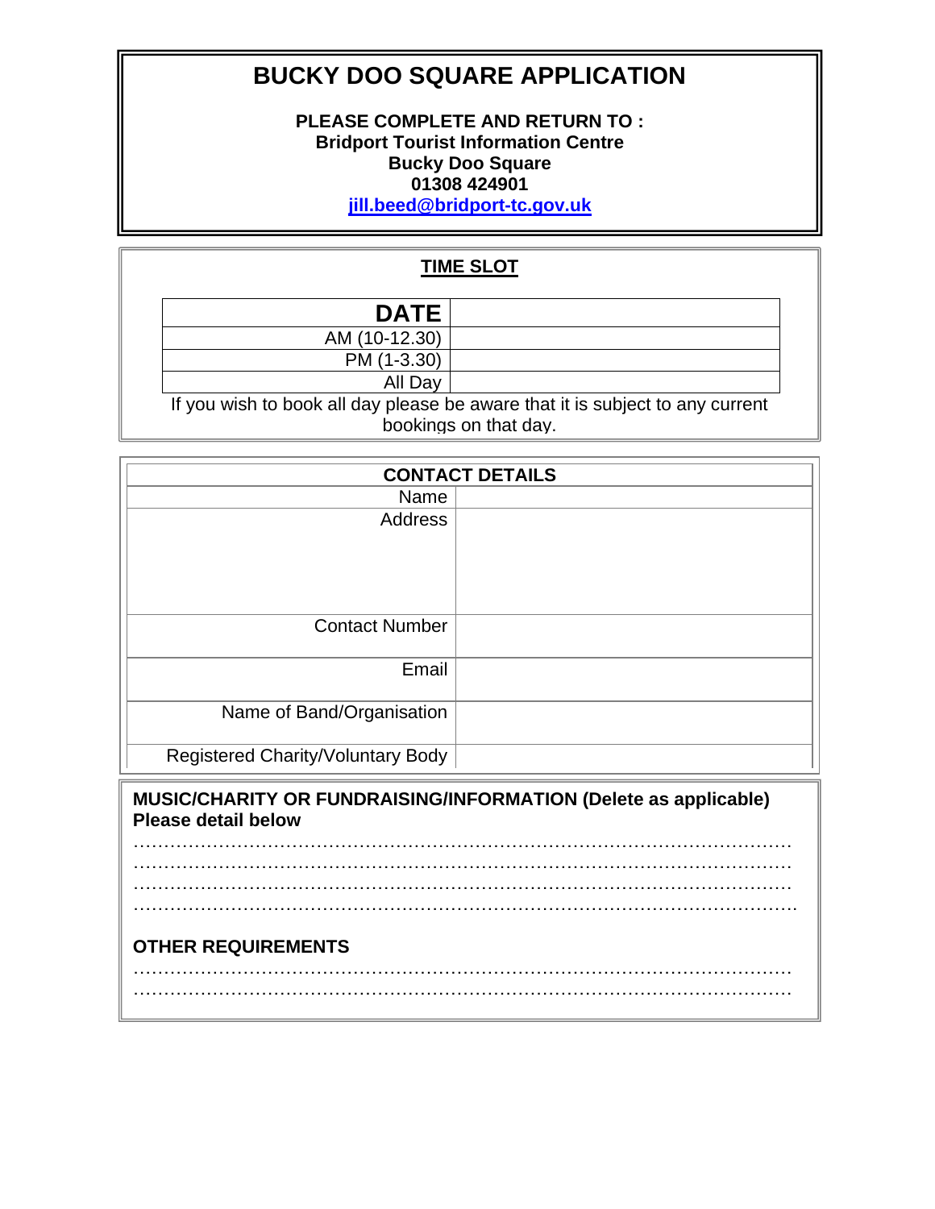# BUCKY DOO SQUARE APPLICATION

**PLEASE COMPLETE AND RETURN TO :**
**Bridport Tourist Information Centre**
**Bucky Doo Square**
**01308 424901**
**[jill.beed@bridport-tc.gov.uk](mailto:jill.beed@bridport-tc.gov.uk)**

## TIME SLOT

| **DATE** | |
|---|---|
| AM (10-12.30) | |
| PM (1-3.30) | |
| All Day | |

If you wish to book all day please be aware that it is subject to any current bookings on that day.

| **CONTACT DETAILS** | |
|---|---|
| Name | |
| Address | |
| Contact Number | |
| Email | |
| Name of Band/Organisation | |
| Registered Charity/Voluntary Body | |

**MUSIC/CHARITY OR FUNDRAISING/INFORMATION (Delete as applicable)**
**Please detail below**

…………………………………………………………………………………………………
…………………………………………………………………………………………………
…………………………………………………………………………………………………
…………………………………………………………………………………………………

**OTHER REQUIREMENTS**

…………………………………………………………………………………………………
…………………………………………………………………………………………………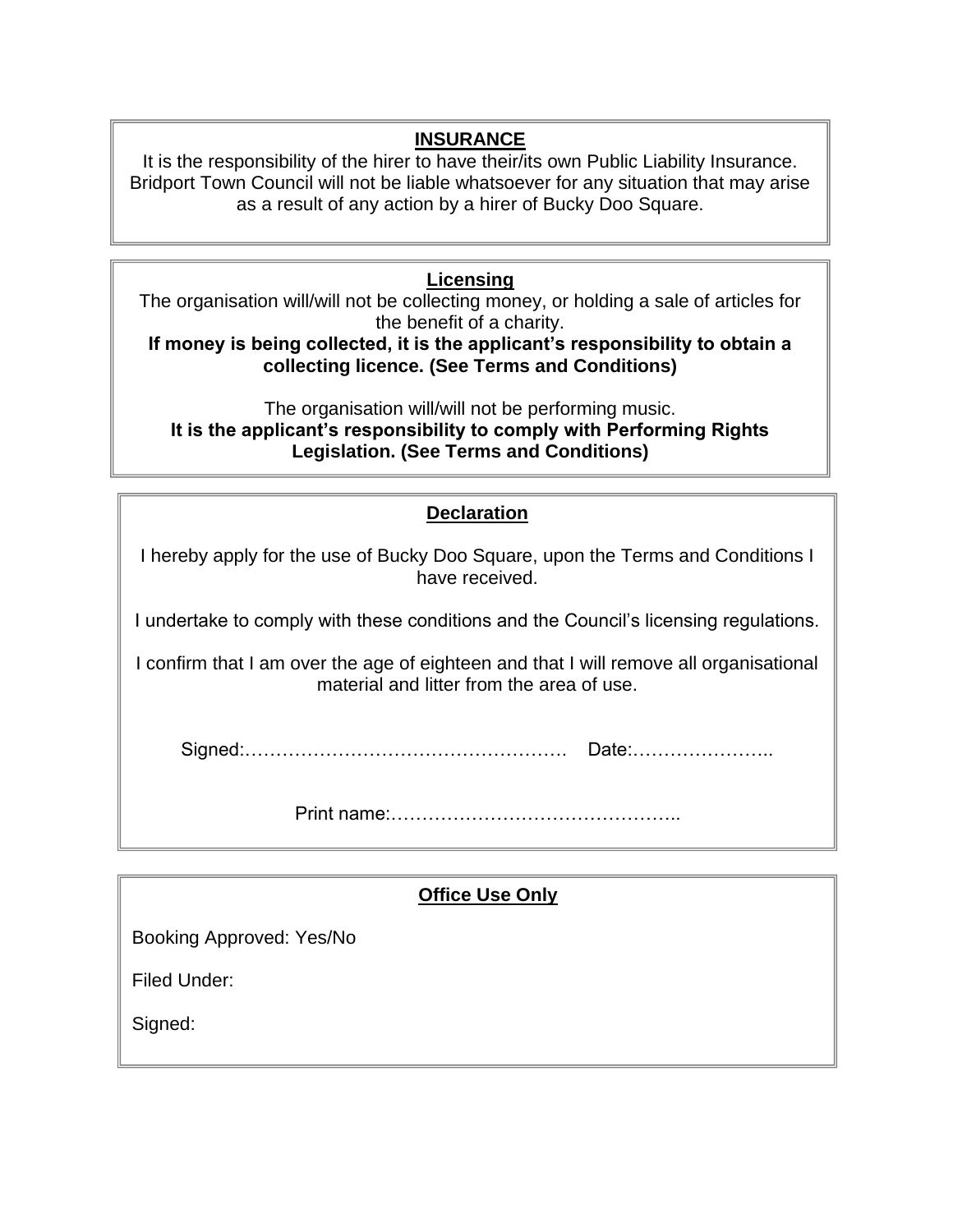## INSURANCE

It is the responsibility of the hirer to have their/its own Public Liability Insurance. Bridport Town Council will not be liable whatsoever for any situation that may arise as a result of any action by a hirer of Bucky Doo Square.

## Licensing

The organisation will/will not be collecting money, or holding a sale of articles for the benefit of a charity.

**If money is being collected, it is the applicant's responsibility to obtain a collecting licence. (See Terms and Conditions)**

The organisation will/will not be performing music.

**It is the applicant's responsibility to comply with Performing Rights Legislation. (See Terms and Conditions)**

## Declaration

I hereby apply for the use of Bucky Doo Square, upon the Terms and Conditions I have received.

I undertake to comply with these conditions and the Council's licensing regulations.

I confirm that I am over the age of eighteen and that I will remove all organisational material and litter from the area of use.

Signed:……………………………………………… Date:…………………..

Print name:………………………………………..

## Office Use Only

Booking Approved: Yes/No

Filed Under:

Signed: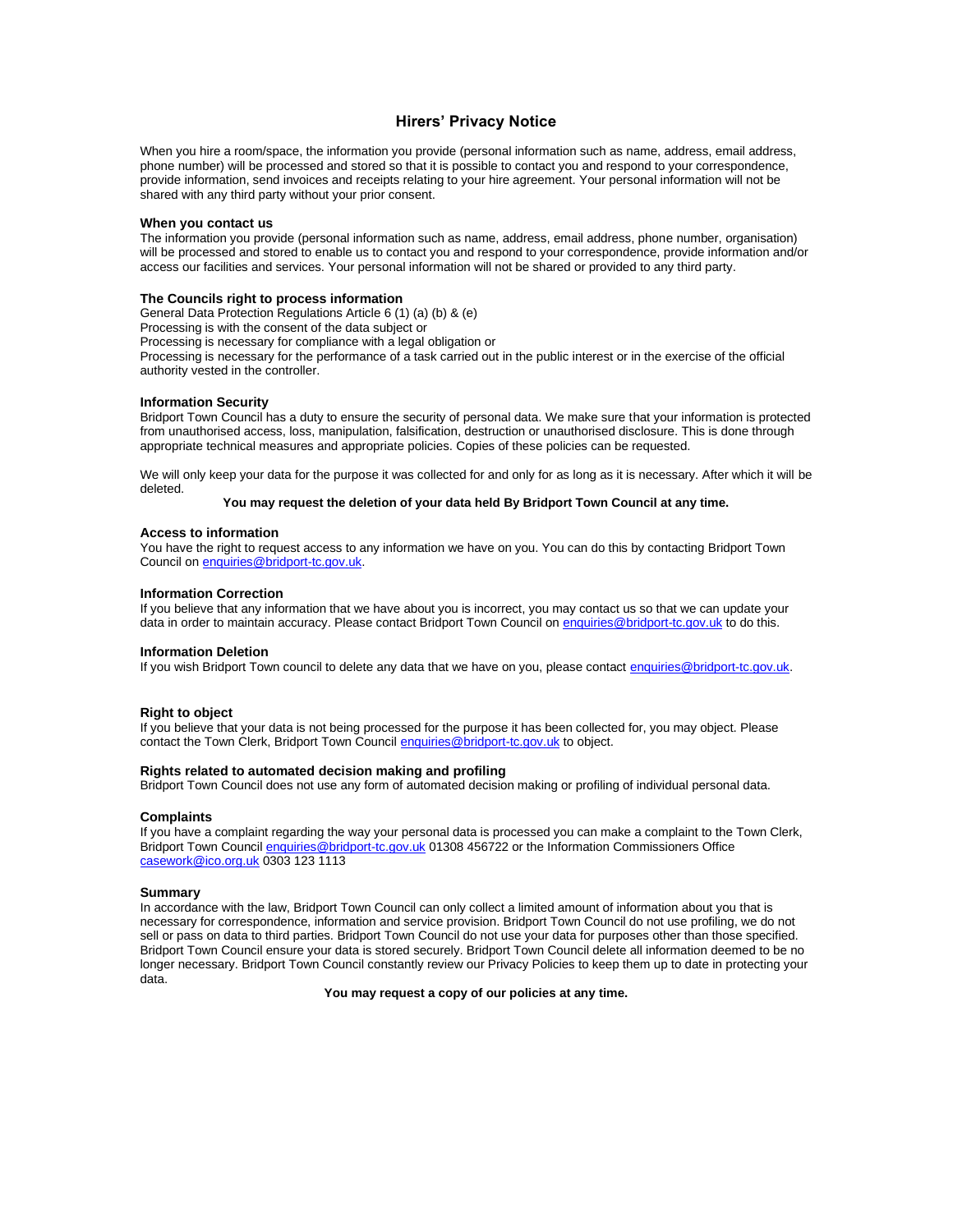# Hirers' Privacy Notice

When you hire a room/space, the information you provide (personal information such as name, address, email address, phone number) will be processed and stored so that it is possible to contact you and respond to your correspondence, provide information, send invoices and receipts relating to your hire agreement. Your personal information will not be shared with any third party without your prior consent.

**When you contact us**
The information you provide (personal information such as name, address, email address, phone number, organisation) will be processed and stored to enable us to contact you and respond to your correspondence, provide information and/or access our facilities and services. Your personal information will not be shared or provided to any third party.

**The Councils right to process information**
General Data Protection Regulations Article 6 (1) (a) (b) & (e)
Processing is with the consent of the data subject or
Processing is necessary for compliance with a legal obligation or
Processing is necessary for the performance of a task carried out in the public interest or in the exercise of the official authority vested in the controller.

**Information Security**
Bridport Town Council has a duty to ensure the security of personal data. We make sure that your information is protected from unauthorised access, loss, manipulation, falsification, destruction or unauthorised disclosure. This is done through appropriate technical measures and appropriate policies. Copies of these policies can be requested.

We will only keep your data for the purpose it was collected for and only for as long as it is necessary. After which it will be deleted.

**You may request the deletion of your data held By Bridport Town Council at any time.**

**Access to information**
You have the right to request access to any information we have on you. You can do this by contacting Bridport Town Council on enquiries@bridport-tc.gov.uk.

**Information Correction**
If you believe that any information that we have about you is incorrect, you may contact us so that we can update your data in order to maintain accuracy. Please contact Bridport Town Council on enquiries@bridport-tc.gov.uk to do this.

**Information Deletion**
If you wish Bridport Town council to delete any data that we have on you, please contact enquiries@bridport-tc.gov.uk.

**Right to object**
If you believe that your data is not being processed for the purpose it has been collected for, you may object. Please contact the Town Clerk, Bridport Town Council enquiries@bridport-tc.gov.uk to object.

**Rights related to automated decision making and profiling**
Bridport Town Council does not use any form of automated decision making or profiling of individual personal data.

**Complaints**
If you have a complaint regarding the way your personal data is processed you can make a complaint to the Town Clerk, Bridport Town Council enquiries@bridport-tc.gov.uk 01308 456722 or the Information Commissioners Office casework@ico.org.uk 0303 123 1113

**Summary**
In accordance with the law, Bridport Town Council can only collect a limited amount of information about you that is necessary for correspondence, information and service provision. Bridport Town Council do not use profiling, we do not sell or pass on data to third parties. Bridport Town Council do not use your data for purposes other than those specified. Bridport Town Council ensure your data is stored securely. Bridport Town Council delete all information deemed to be no longer necessary. Bridport Town Council constantly review our Privacy Policies to keep them up to date in protecting your data.

**You may request a copy of our policies at any time.**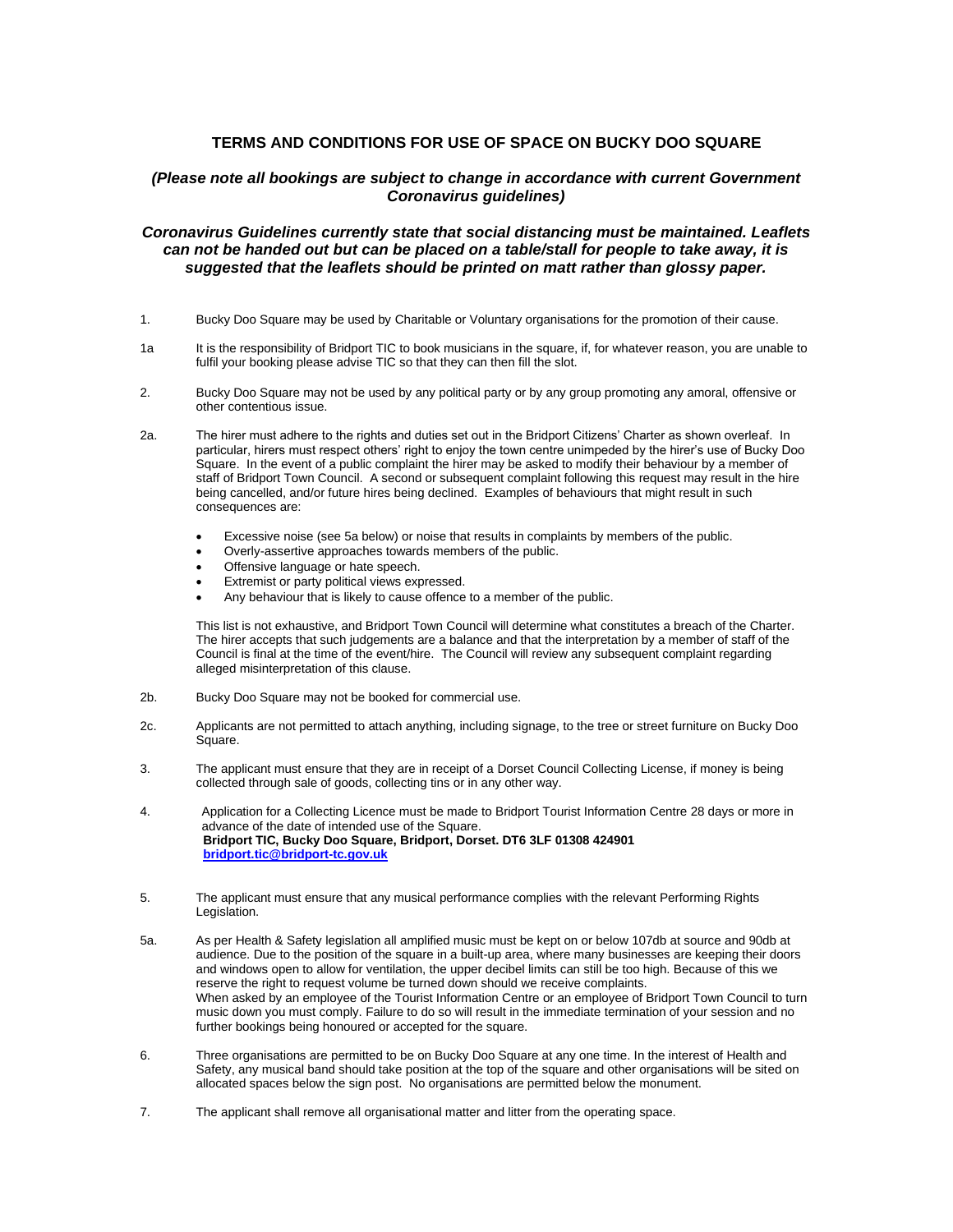## TERMS AND CONDITIONS FOR USE OF SPACE ON BUCKY DOO SQUARE

***(Please note all bookings are subject to change in accordance with current Government Coronavirus guidelines)***

***Coronavirus Guidelines currently state that social distancing must be maintained. Leaflets can not be handed out but can be placed on a table/stall for people to take away, it is suggested that the leaflets should be printed on matt rather than glossy paper.***

1. Bucky Doo Square may be used by Charitable or Voluntary organisations for the promotion of their cause.

1a It is the responsibility of Bridport TIC to book musicians in the square, if, for whatever reason, you are unable to fulfil your booking please advise TIC so that they can then fill the slot.

2. Bucky Doo Square may not be used by any political party or by any group promoting any amoral, offensive or other contentious issue.

2a. The hirer must adhere to the rights and duties set out in the Bridport Citizens' Charter as shown overleaf. In particular, hirers must respect others' right to enjoy the town centre unimpeded by the hirer's use of Bucky Doo Square. In the event of a public complaint the hirer may be asked to modify their behaviour by a member of staff of Bridport Town Council. A second or subsequent complaint following this request may result in the hire being cancelled, and/or future hires being declined. Examples of behaviours that might result in such consequences are:

- Excessive noise (see 5a below) or noise that results in complaints by members of the public.
- Overly-assertive approaches towards members of the public.
- Offensive language or hate speech.
- Extremist or party political views expressed.
- Any behaviour that is likely to cause offence to a member of the public.

This list is not exhaustive, and Bridport Town Council will determine what constitutes a breach of the Charter. The hirer accepts that such judgements are a balance and that the interpretation by a member of staff of the Council is final at the time of the event/hire. The Council will review any subsequent complaint regarding alleged misinterpretation of this clause.

2b. Bucky Doo Square may not be booked for commercial use.

2c. Applicants are not permitted to attach anything, including signage, to the tree or street furniture on Bucky Doo Square.

3. The applicant must ensure that they are in receipt of a Dorset Council Collecting License, if money is being collected through sale of goods, collecting tins or in any other way.

4. Application for a Collecting Licence must be made to Bridport Tourist Information Centre 28 days or more in advance of the date of intended use of the Square.
**Bridport TIC, Bucky Doo Square, Bridport, Dorset. DT6 3LF 01308 424901**
**bridport.tic@bridport-tc.gov.uk**

5. The applicant must ensure that any musical performance complies with the relevant Performing Rights Legislation.

5a. As per Health & Safety legislation all amplified music must be kept on or below 107db at source and 90db at audience. Due to the position of the square in a built-up area, where many businesses are keeping their doors and windows open to allow for ventilation, the upper decibel limits can still be too high. Because of this we reserve the right to request volume be turned down should we receive complaints.
When asked by an employee of the Tourist Information Centre or an employee of Bridport Town Council to turn music down you must comply. Failure to do so will result in the immediate termination of your session and no further bookings being honoured or accepted for the square.

6. Three organisations are permitted to be on Bucky Doo Square at any one time. In the interest of Health and Safety, any musical band should take position at the top of the square and other organisations will be sited on allocated spaces below the sign post. No organisations are permitted below the monument.

7. The applicant shall remove all organisational matter and litter from the operating space.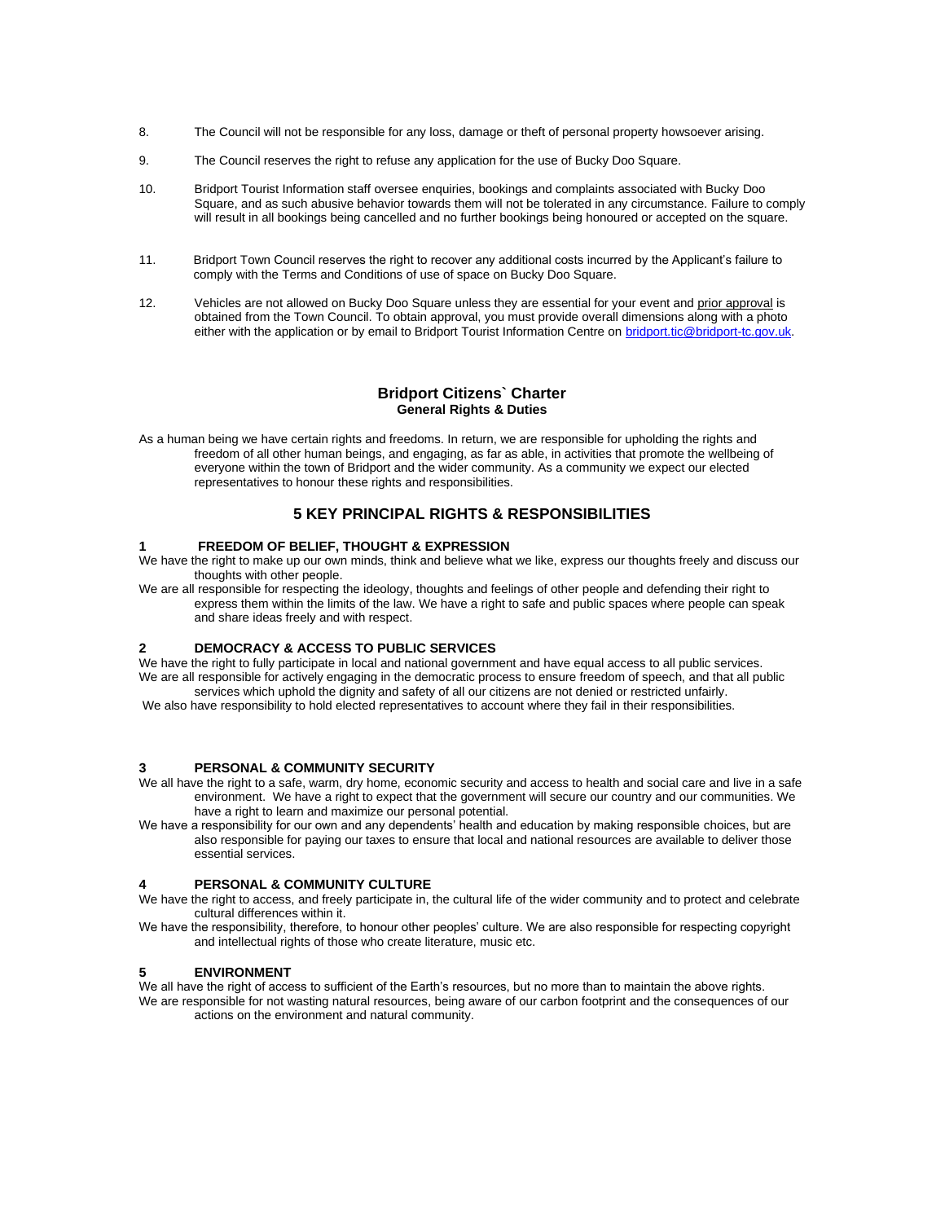8. The Council will not be responsible for any loss, damage or theft of personal property howsoever arising.

9. The Council reserves the right to refuse any application for the use of Bucky Doo Square.

10. Bridport Tourist Information staff oversee enquiries, bookings and complaints associated with Bucky Doo Square, and as such abusive behavior towards them will not be tolerated in any circumstance. Failure to comply will result in all bookings being cancelled and no further bookings being honoured or accepted on the square.

11. Bridport Town Council reserves the right to recover any additional costs incurred by the Applicant's failure to comply with the Terms and Conditions of use of space on Bucky Doo Square.

12. Vehicles are not allowed on Bucky Doo Square unless they are essential for your event and prior approval is obtained from the Town Council. To obtain approval, you must provide overall dimensions along with a photo either with the application or by email to Bridport Tourist Information Centre on bridport.tic@bridport-tc.gov.uk.

## Bridport Citizens` Charter

### General Rights & Duties

As a human being we have certain rights and freedoms. In return, we are responsible for upholding the rights and freedom of all other human beings, and engaging, as far as able, in activities that promote the wellbeing of everyone within the town of Bridport and the wider community. As a community we expect our elected representatives to honour these rights and responsibilities.

## 5 KEY PRINCIPAL RIGHTS & RESPONSIBILITIES

### 1 FREEDOM OF BELIEF, THOUGHT & EXPRESSION

We have the right to make up our own minds, think and believe what we like, express our thoughts freely and discuss our thoughts with other people.

We are all responsible for respecting the ideology, thoughts and feelings of other people and defending their right to express them within the limits of the law. We have a right to safe and public spaces where people can speak and share ideas freely and with respect.

### 2 DEMOCRACY & ACCESS TO PUBLIC SERVICES

We have the right to fully participate in local and national government and have equal access to all public services.

We are all responsible for actively engaging in the democratic process to ensure freedom of speech, and that all public services which uphold the dignity and safety of all our citizens are not denied or restricted unfairly.

We also have responsibility to hold elected representatives to account where they fail in their responsibilities.

### 3 PERSONAL & COMMUNITY SECURITY

We all have the right to a safe, warm, dry home, economic security and access to health and social care and live in a safe environment. We have a right to expect that the government will secure our country and our communities. We have a right to learn and maximize our personal potential.

We have a responsibility for our own and any dependents' health and education by making responsible choices, but are also responsible for paying our taxes to ensure that local and national resources are available to deliver those essential services.

### 4 PERSONAL & COMMUNITY CULTURE

We have the right to access, and freely participate in, the cultural life of the wider community and to protect and celebrate cultural differences within it.

We have the responsibility, therefore, to honour other peoples' culture. We are also responsible for respecting copyright and intellectual rights of those who create literature, music etc.

### 5 ENVIRONMENT

We all have the right of access to sufficient of the Earth's resources, but no more than to maintain the above rights.

We are responsible for not wasting natural resources, being aware of our carbon footprint and the consequences of our actions on the environment and natural community.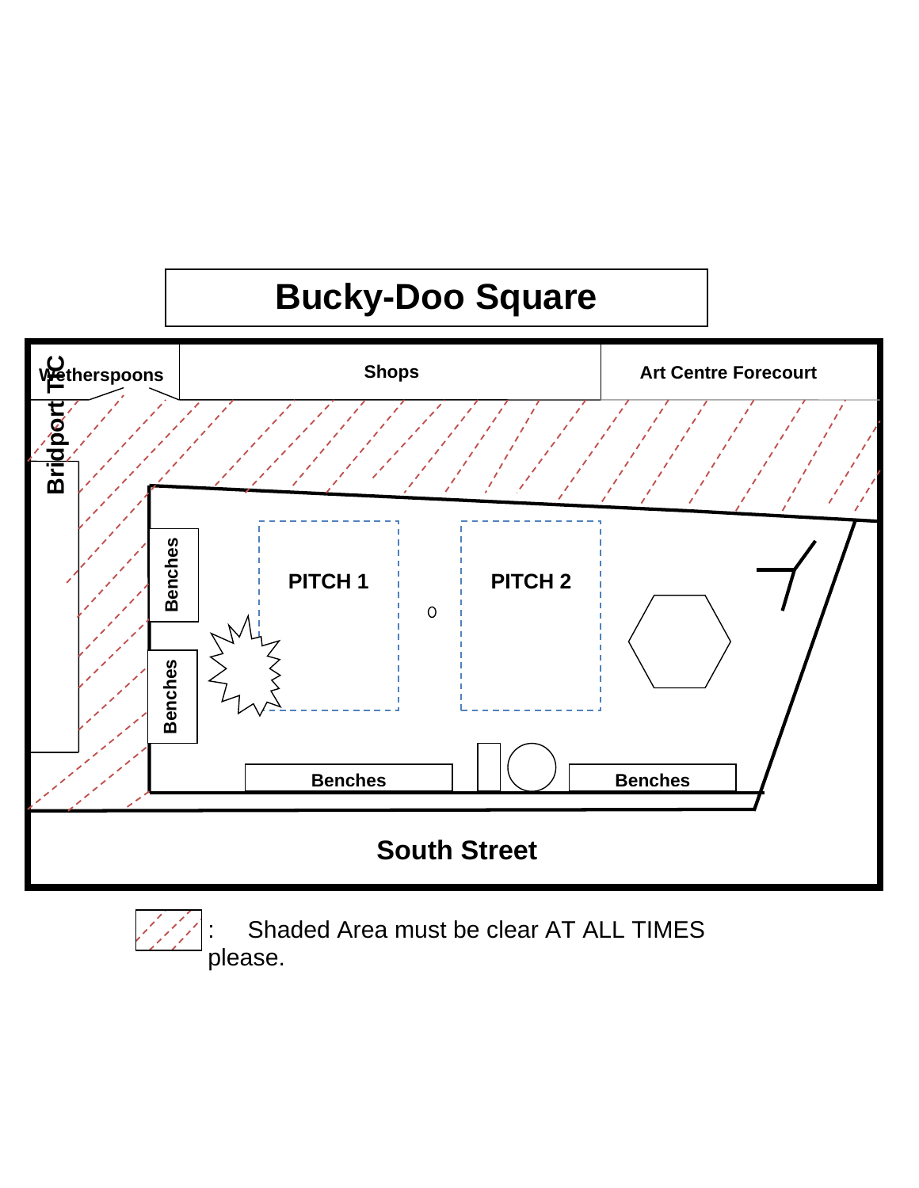# Bucky-Doo Square

Wetherspoons

Shops

Art Centre Forecourt

Bridport TIC

Benches

Benches

PITCH 1

PITCH 2

Benches

Benches

South Street

: Shaded Area must be clear AT ALL TIMES please.